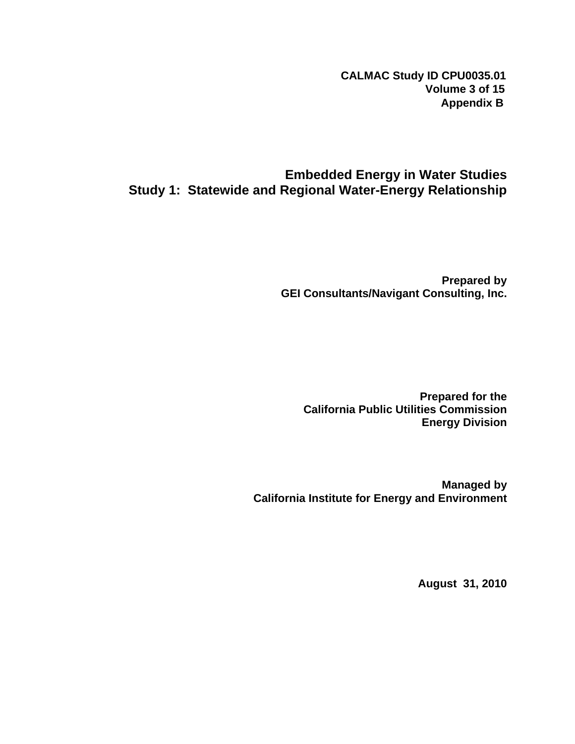**CALMAC Study ID CPU0035.01**
**Volume 3 of 15**
**Appendix B**

# Embedded Energy in Water Studies
# Study 1: Statewide and Regional Water-Energy Relationship

**Prepared by**
**GEI Consultants/Navigant Consulting, Inc.**

**Prepared for the**
**California Public Utilities Commission**
**Energy Division**

**Managed by**
**California Institute for Energy and Environment**

**August 31, 2010**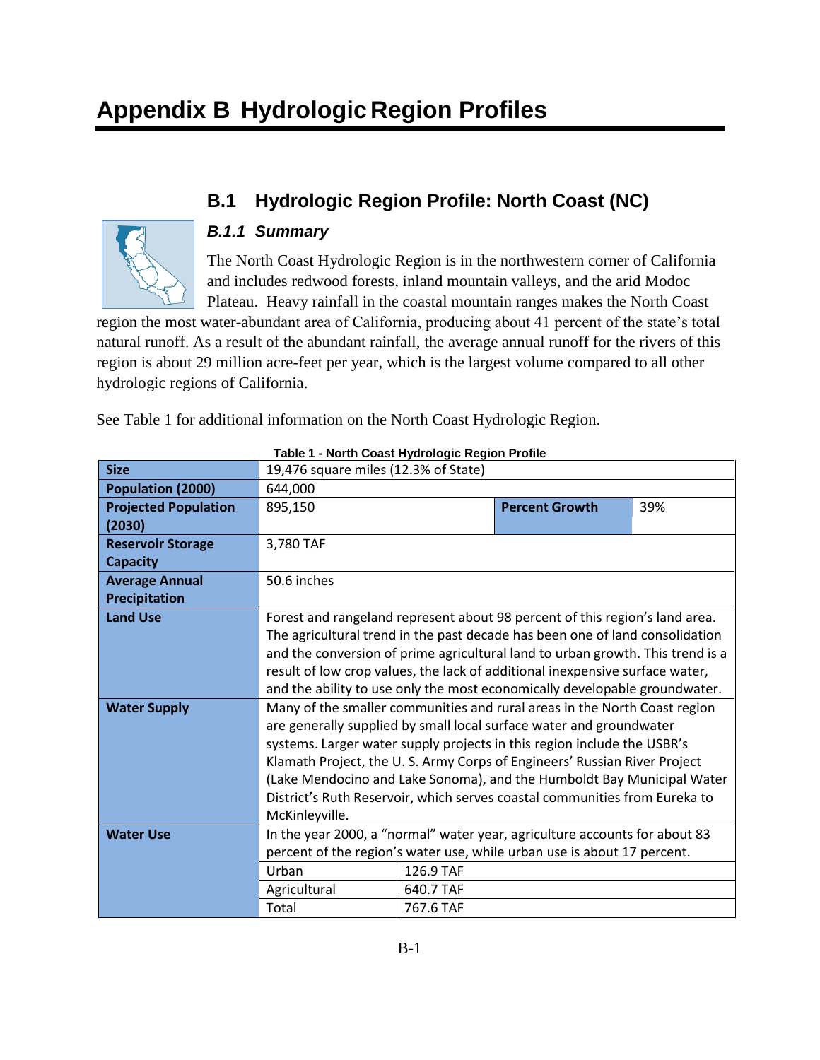# Appendix B Hydrologic Region Profiles

## B.1 Hydrologic Region Profile: North Coast (NC)

### *B.1.1 Summary*

The North Coast Hydrologic Region is in the northwestern corner of California and includes redwood forests, inland mountain valleys, and the arid Modoc Plateau. Heavy rainfall in the coastal mountain ranges makes the North Coast region the most water-abundant area of California, producing about 41 percent of the state's total natural runoff. As a result of the abundant rainfall, the average annual runoff for the rivers of this region is about 29 million acre-feet per year, which is the largest volume compared to all other hydrologic regions of California.

See Table 1 for additional information on the North Coast Hydrologic Region.

**Table 1 - North Coast Hydrologic Region Profile**

| | | | | |
|---|---|---|---|---|
| **Size** | 19,476 square miles (12.3% of State) | | | |
| **Population (2000)** | 644,000 | | | |
| **Projected Population (2030)** | 895,150 | | **Percent Growth** | 39% |
| **Reservoir Storage Capacity** | 3,780 TAF | | | |
| **Average Annual Precipitation** | 50.6 inches | | | |
| **Land Use** | Forest and rangeland represent about 98 percent of this region's land area. The agricultural trend in the past decade has been one of land consolidation and the conversion of prime agricultural land to urban growth. This trend is a result of low crop values, the lack of additional inexpensive surface water, and the ability to use only the most economically developable groundwater. | | | |
| **Water Supply** | Many of the smaller communities and rural areas in the North Coast region are generally supplied by small local surface water and groundwater systems. Larger water supply projects in this region include the USBR's Klamath Project, the U. S. Army Corps of Engineers' Russian River Project (Lake Mendocino and Lake Sonoma), and the Humboldt Bay Municipal Water District's Ruth Reservoir, which serves coastal communities from Eureka to McKinleyville. | | | |
| **Water Use** | In the year 2000, a "normal" water year, agriculture accounts for about 83 percent of the region's water use, while urban use is about 17 percent. | | | |
| | Urban | 126.9 TAF | | |
| | Agricultural | 640.7 TAF | | |
| | Total | 767.6 TAF | | |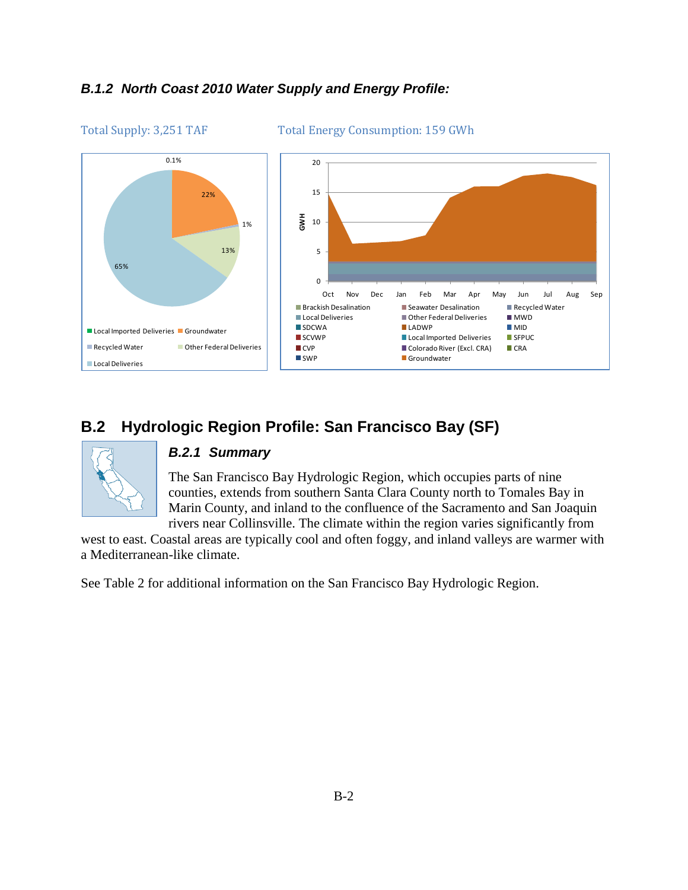### *B.1.2 North Coast 2010 Water Supply and Energy Profile:*

Total Supply: 3,251 TAF

Total Energy Consumption: 159 GWh

## B.2 Hydrologic Region Profile: San Francisco Bay (SF)

### *B.2.1 Summary*

The San Francisco Bay Hydrologic Region, which occupies parts of nine counties, extends from southern Santa Clara County north to Tomales Bay in Marin County, and inland to the confluence of the Sacramento and San Joaquin rivers near Collinsville. The climate within the region varies significantly from west to east. Coastal areas are typically cool and often foggy, and inland valleys are warmer with a Mediterranean-like climate.

See Table 2 for additional information on the San Francisco Bay Hydrologic Region.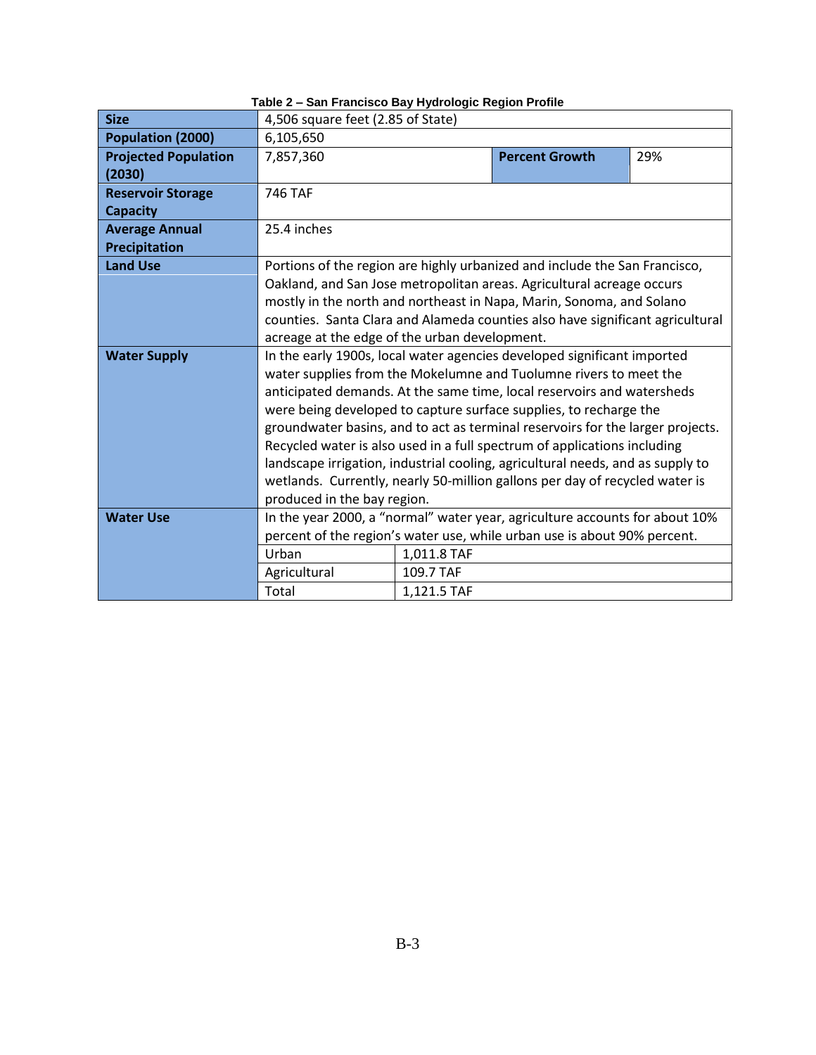**Table 2 – San Francisco Bay Hydrologic Region Profile**

| | | | |
|---|---|---|---|
| **Size** | 4,506 square feet (2.85 of State) | | |
| **Population (2000)** | 6,105,650 | | |
| **Projected Population (2030)** | 7,857,360 | **Percent Growth** | 29% |
| **Reservoir Storage Capacity** | 746 TAF | | |
| **Average Annual Precipitation** | 25.4 inches | | |
| **Land Use** | Portions of the region are highly urbanized and include the San Francisco, Oakland, and San Jose metropolitan areas. Agricultural acreage occurs mostly in the north and northeast in Napa, Marin, Sonoma, and Solano counties. Santa Clara and Alameda counties also have significant agricultural acreage at the edge of the urban development. | | |
| **Water Supply** | In the early 1900s, local water agencies developed significant imported water supplies from the Mokelumne and Tuolumne rivers to meet the anticipated demands. At the same time, local reservoirs and watersheds were being developed to capture surface supplies, to recharge the groundwater basins, and to act as terminal reservoirs for the larger projects. Recycled water is also used in a full spectrum of applications including landscape irrigation, industrial cooling, agricultural needs, and as supply to wetlands. Currently, nearly 50-million gallons per day of recycled water is produced in the bay region. | | |
| **Water Use** | In the year 2000, a "normal" water year, agriculture accounts for about 10% percent of the region's water use, while urban use is about 90% percent. | | |
| | Urban | 1,011.8 TAF | |
| | Agricultural | 109.7 TAF | |
| | Total | 1,121.5 TAF | |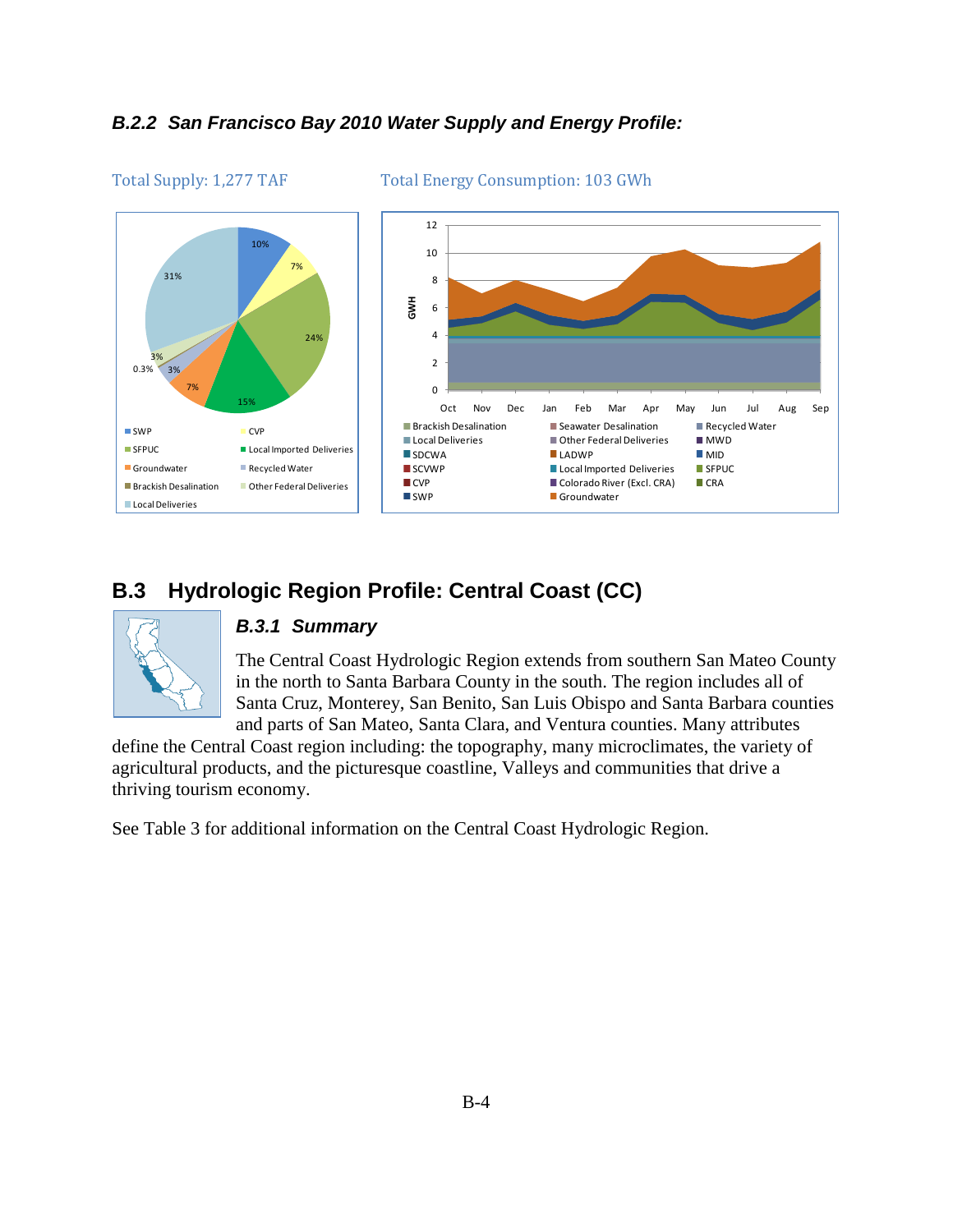### B.2.2 San Francisco Bay 2010 Water Supply and Energy Profile:

Total Supply: 1,277 TAF

Total Energy Consumption: 103 GWh

## B.3 Hydrologic Region Profile: Central Coast (CC)

### B.3.1 Summary

The Central Coast Hydrologic Region extends from southern San Mateo County in the north to Santa Barbara County in the south. The region includes all of Santa Cruz, Monterey, San Benito, San Luis Obispo and Santa Barbara counties and parts of San Mateo, Santa Clara, and Ventura counties. Many attributes define the Central Coast region including: the topography, many microclimates, the variety of agricultural products, and the picturesque coastline, Valleys and communities that drive a thriving tourism economy.

See Table 3 for additional information on the Central Coast Hydrologic Region.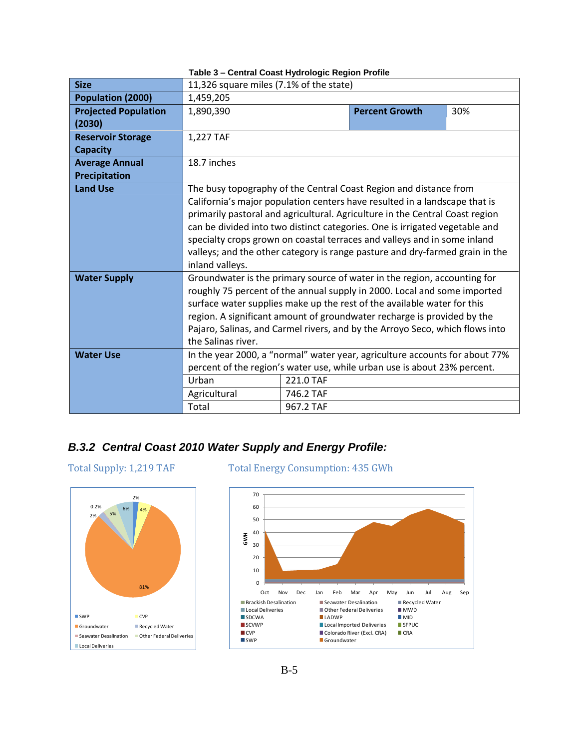**Table 3 – Central Coast Hydrologic Region Profile**

| | | | |
|---|---|---|---|
| **Size** | 11,326 square miles (7.1% of the state) | | |
| **Population (2000)** | 1,459,205 | | |
| **Projected Population (2030)** | 1,890,390 | **Percent Growth** | 30% |
| **Reservoir Storage Capacity** | 1,227 TAF | | |
| **Average Annual Precipitation** | 18.7 inches | | |
| **Land Use** | The busy topography of the Central Coast Region and distance from California's major population centers have resulted in a landscape that is primarily pastoral and agricultural. Agriculture in the Central Coast region can be divided into two distinct categories. One is irrigated vegetable and specialty crops grown on coastal terraces and valleys and in some inland valleys; and the other category is range pasture and dry-farmed grain in the inland valleys. | | |
| **Water Supply** | Groundwater is the primary source of water in the region, accounting for roughly 75 percent of the annual supply in 2000. Local and some imported surface water supplies make up the rest of the available water for this region. A significant amount of groundwater recharge is provided by the Pajaro, Salinas, and Carmel rivers, and by the Arroyo Seco, which flows into the Salinas river. | | |
| **Water Use** | In the year 2000, a "normal" water year, agriculture accounts for about 77% percent of the region's water use, while urban use is about 23% percent. | | |
| | Urban | 221.0 TAF | |
| | Agricultural | 746.2 TAF | |
| | Total | 967.2 TAF | |

## *B.3.2 Central Coast 2010 Water Supply and Energy Profile:*

Total Supply: 1,219 TAF

Total Energy Consumption: 435 GWh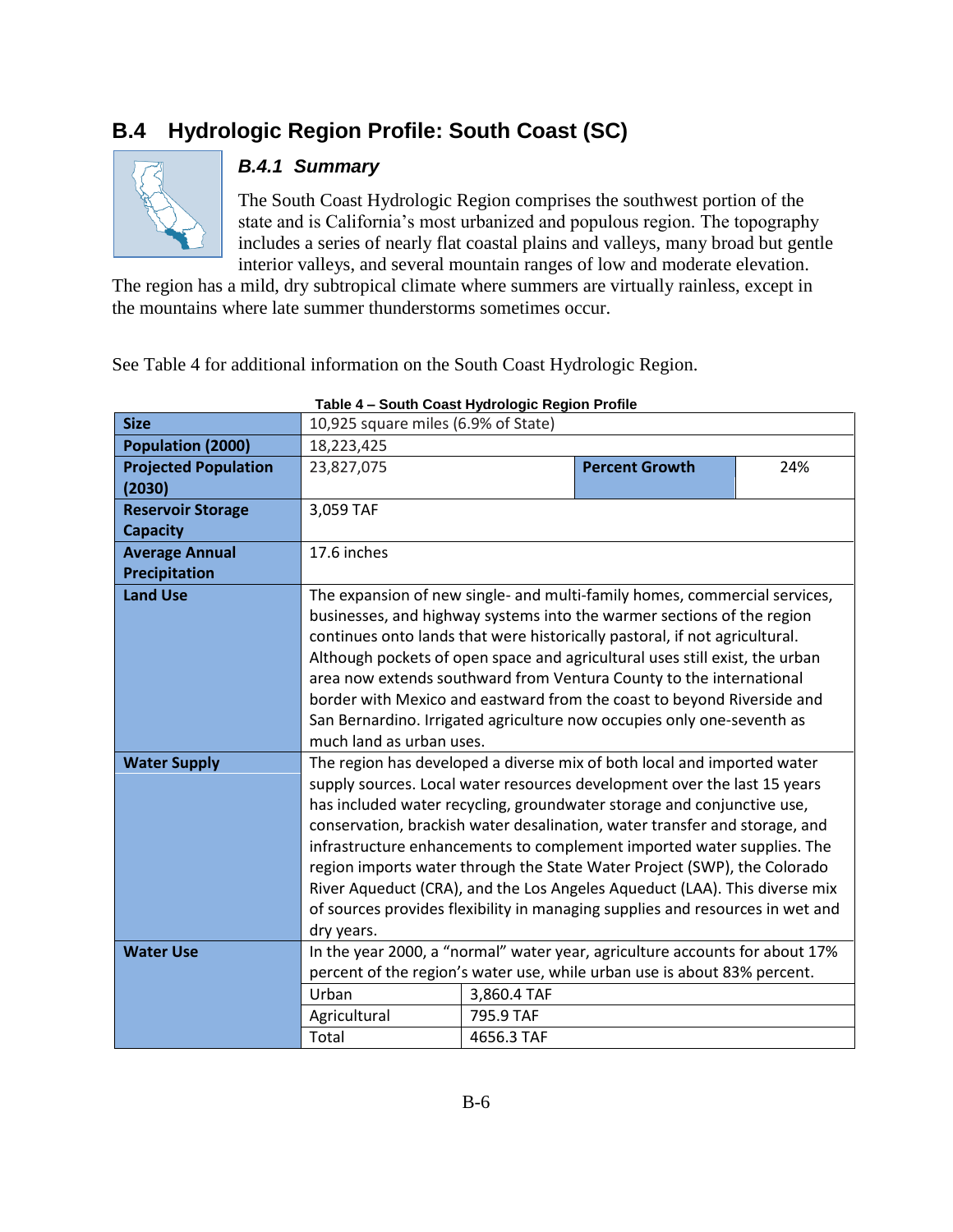## B.4 Hydrologic Region Profile: South Coast (SC)

### B.4.1 Summary

The South Coast Hydrologic Region comprises the southwest portion of the state and is California's most urbanized and populous region. The topography includes a series of nearly flat coastal plains and valleys, many broad but gentle interior valleys, and several mountain ranges of low and moderate elevation. The region has a mild, dry subtropical climate where summers are virtually rainless, except in the mountains where late summer thunderstorms sometimes occur.

See Table 4 for additional information on the South Coast Hydrologic Region.

**Table 4 – South Coast Hydrologic Region Profile**

| | | | |
|---|---|---|---|
| **Size** | 10,925 square miles (6.9% of State) | | |
| **Population (2000)** | 18,223,425 | | |
| **Projected Population (2030)** | 23,827,075 | **Percent Growth** | 24% |
| **Reservoir Storage Capacity** | 3,059 TAF | | |
| **Average Annual Precipitation** | 17.6 inches | | |
| **Land Use** | The expansion of new single- and multi-family homes, commercial services, businesses, and highway systems into the warmer sections of the region continues onto lands that were historically pastoral, if not agricultural. Although pockets of open space and agricultural uses still exist, the urban area now extends southward from Ventura County to the international border with Mexico and eastward from the coast to beyond Riverside and San Bernardino. Irrigated agriculture now occupies only one-seventh as much land as urban uses. | | |
| **Water Supply** | The region has developed a diverse mix of both local and imported water supply sources. Local water resources development over the last 15 years has included water recycling, groundwater storage and conjunctive use, conservation, brackish water desalination, water transfer and storage, and infrastructure enhancements to complement imported water supplies. The region imports water through the State Water Project (SWP), the Colorado River Aqueduct (CRA), and the Los Angeles Aqueduct (LAA). This diverse mix of sources provides flexibility in managing supplies and resources in wet and dry years. | | |
| **Water Use** | In the year 2000, a "normal" water year, agriculture accounts for about 17% percent of the region's water use, while urban use is about 83% percent. | | |
| | Urban | 3,860.4 TAF | |
| | Agricultural | 795.9 TAF | |
| | Total | 4656.3 TAF | |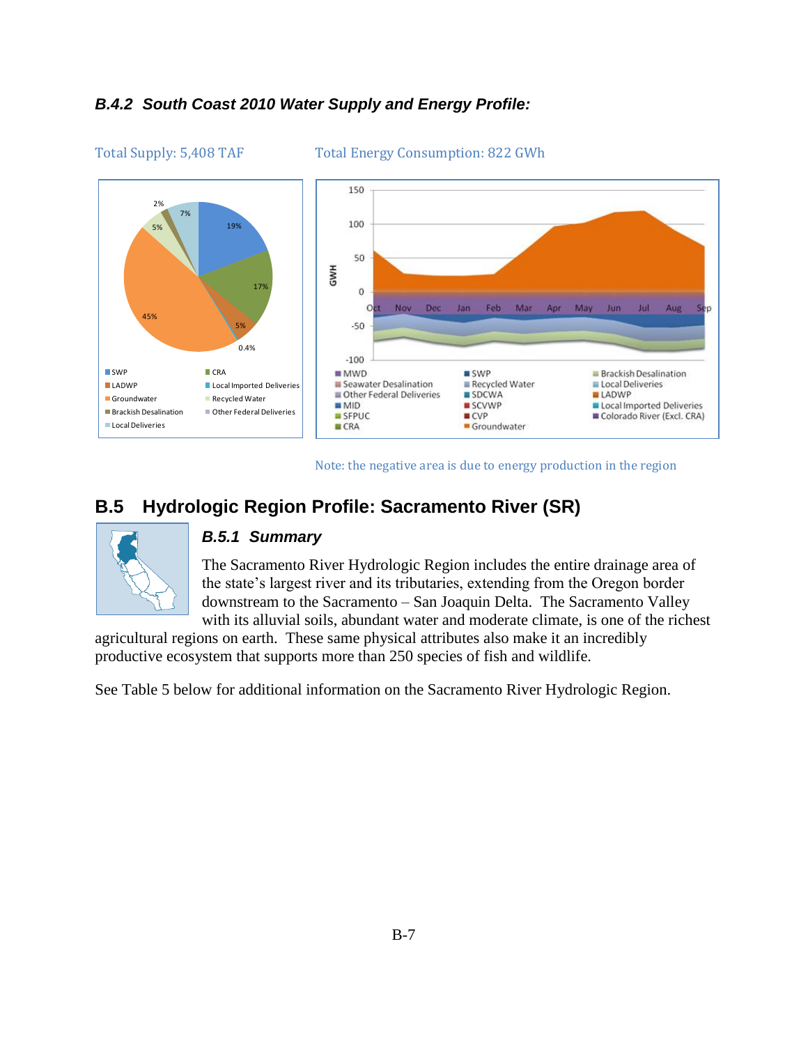### *B.4.2 South Coast 2010 Water Supply and Energy Profile:*

Total Supply: 5,408 TAF

Total Energy Consumption: 822 GWh

Note: the negative area is due to energy production in the region

## B.5 Hydrologic Region Profile: Sacramento River (SR)

### *B.5.1 Summary*

The Sacramento River Hydrologic Region includes the entire drainage area of the state's largest river and its tributaries, extending from the Oregon border downstream to the Sacramento – San Joaquin Delta. The Sacramento Valley with its alluvial soils, abundant water and moderate climate, is one of the richest agricultural regions on earth. These same physical attributes also make it an incredibly productive ecosystem that supports more than 250 species of fish and wildlife.

See Table 5 below for additional information on the Sacramento River Hydrologic Region.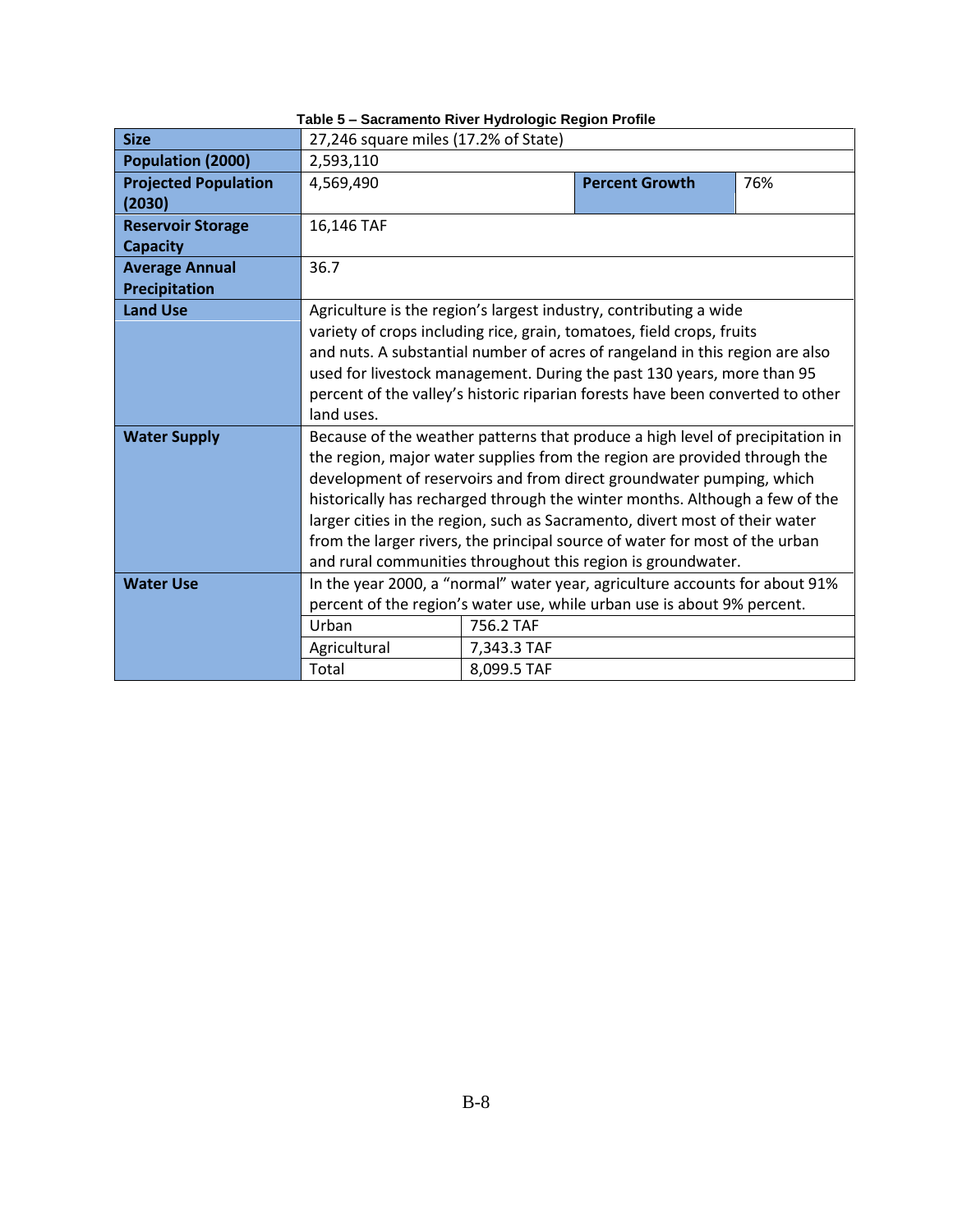**Table 5 – Sacramento River Hydrologic Region Profile**

| | | | | |
|---|---|---|---|---|
| **Size** | 27,246 square miles (17.2% of State) | | | |
| **Population (2000)** | 2,593,110 | | | |
| **Projected Population (2030)** | 4,569,490 | | **Percent Growth** | 76% |
| **Reservoir Storage Capacity** | 16,146 TAF | | | |
| **Average Annual Precipitation** | 36.7 | | | |
| **Land Use** | Agriculture is the region's largest industry, contributing a wide variety of crops including rice, grain, tomatoes, field crops, fruits and nuts. A substantial number of acres of rangeland in this region are also used for livestock management. During the past 130 years, more than 95 percent of the valley's historic riparian forests have been converted to other land uses. | | | |
| **Water Supply** | Because of the weather patterns that produce a high level of precipitation in the region, major water supplies from the region are provided through the development of reservoirs and from direct groundwater pumping, which historically has recharged through the winter months. Although a few of the larger cities in the region, such as Sacramento, divert most of their water from the larger rivers, the principal source of water for most of the urban and rural communities throughout this region is groundwater. | | | |
| **Water Use** | In the year 2000, a "normal" water year, agriculture accounts for about 91% percent of the region's water use, while urban use is about 9% percent. | | | |
| | Urban | 756.2 TAF | | |
| | Agricultural | 7,343.3 TAF | | |
| | Total | 8,099.5 TAF | | |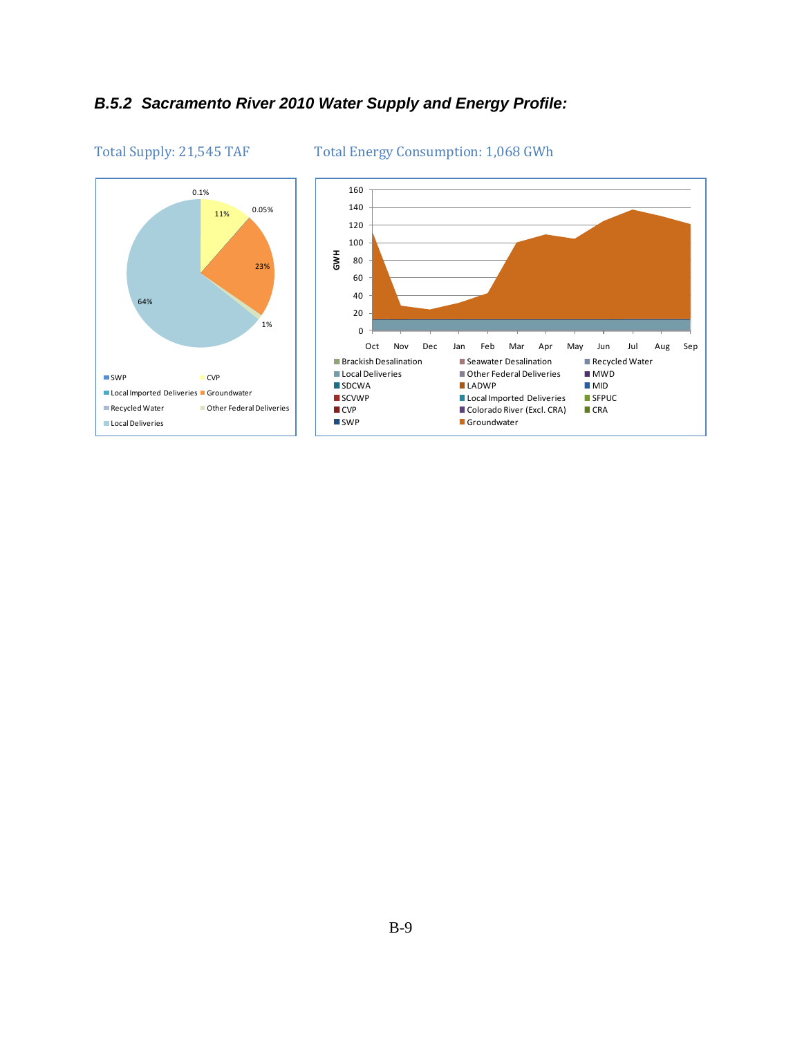### *B.5.2 Sacramento River 2010 Water Supply and Energy Profile:*

Total Supply: 21,545 TAF

Total Energy Consumption: 1,068 GWh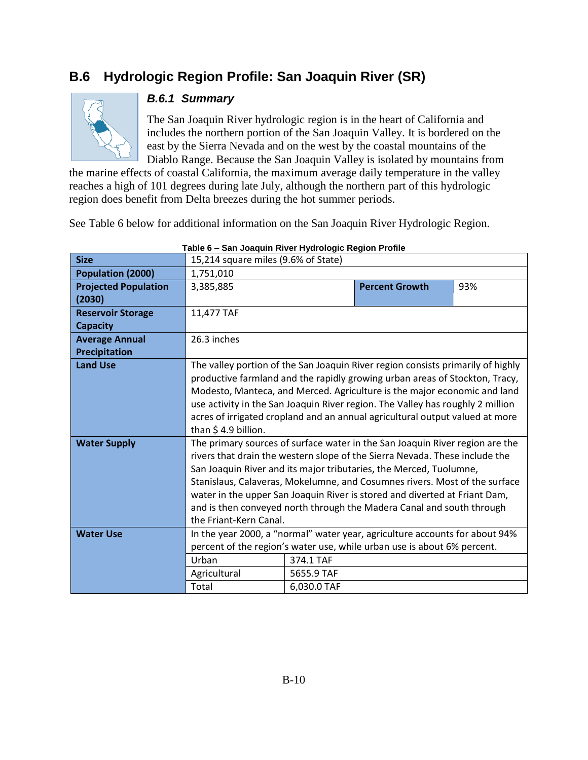## B.6 Hydrologic Region Profile: San Joaquin River (SR)

### *B.6.1 Summary*

The San Joaquin River hydrologic region is in the heart of California and includes the northern portion of the San Joaquin Valley. It is bordered on the east by the Sierra Nevada and on the west by the coastal mountains of the Diablo Range. Because the San Joaquin Valley is isolated by mountains from the marine effects of coastal California, the maximum average daily temperature in the valley reaches a high of 101 degrees during late July, although the northern part of this hydrologic region does benefit from Delta breezes during the hot summer periods.

See Table 6 below for additional information on the San Joaquin River Hydrologic Region.

**Table 6 – San Joaquin River Hydrologic Region Profile**

| | | | |
|---|---|---|---|
| **Size** | 15,214 square miles (9.6% of State) | | |
| **Population (2000)** | 1,751,010 | | |
| **Projected Population (2030)** | 3,385,885 | **Percent Growth** | 93% |
| **Reservoir Storage Capacity** | 11,477 TAF | | |
| **Average Annual Precipitation** | 26.3 inches | | |
| **Land Use** | The valley portion of the San Joaquin River region consists primarily of highly productive farmland and the rapidly growing urban areas of Stockton, Tracy, Modesto, Manteca, and Merced. Agriculture is the major economic and land use activity in the San Joaquin River region. The Valley has roughly 2 million acres of irrigated cropland and an annual agricultural output valued at more than $ 4.9 billion. | | |
| **Water Supply** | The primary sources of surface water in the San Joaquin River region are the rivers that drain the western slope of the Sierra Nevada. These include the San Joaquin River and its major tributaries, the Merced, Tuolumne, Stanislaus, Calaveras, Mokelumne, and Cosumnes rivers. Most of the surface water in the upper San Joaquin River is stored and diverted at Friant Dam, and is then conveyed north through the Madera Canal and south through the Friant-Kern Canal. | | |
| **Water Use** | In the year 2000, a "normal" water year, agriculture accounts for about 94% percent of the region's water use, while urban use is about 6% percent. | | |
| | Urban | 374.1 TAF | |
| | Agricultural | 5655.9 TAF | |
| | Total | 6,030.0 TAF | |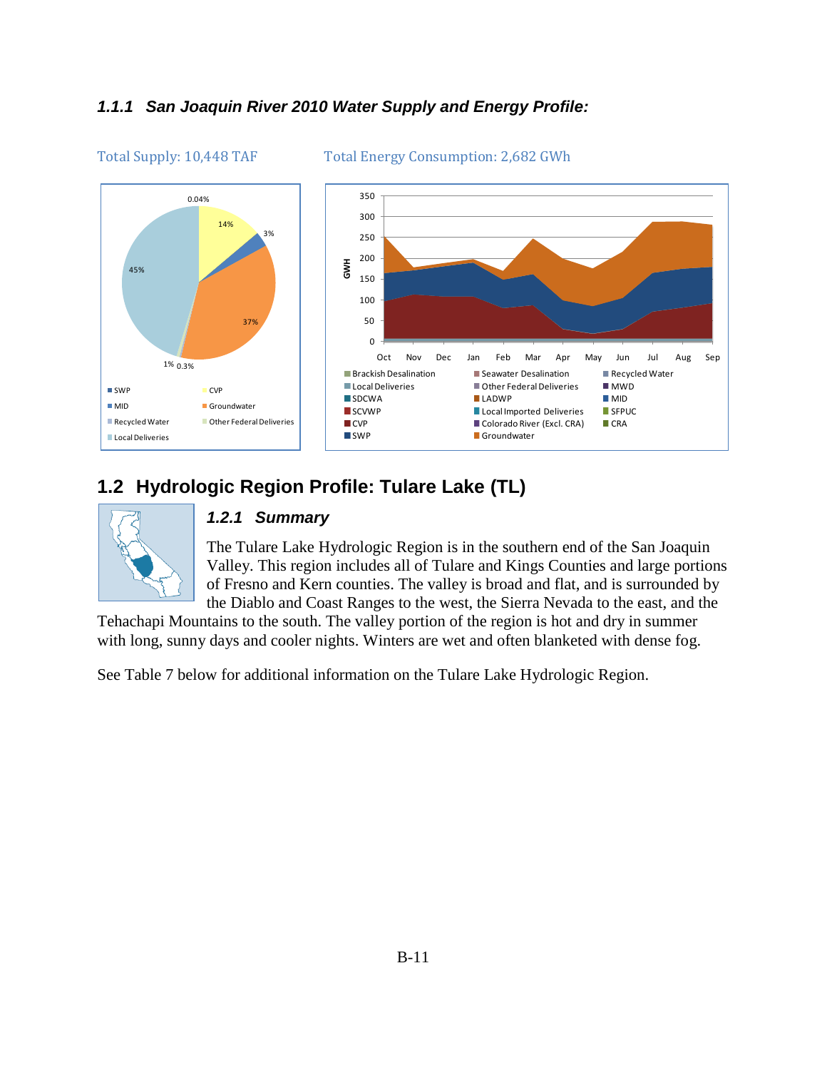### 1.1.1 San Joaquin River 2010 Water Supply and Energy Profile:

Total Supply: 10,448 TAF

Total Energy Consumption: 2,682 GWh

## 1.2 Hydrologic Region Profile: Tulare Lake (TL)

### 1.2.1 Summary

The Tulare Lake Hydrologic Region is in the southern end of the San Joaquin Valley. This region includes all of Tulare and Kings Counties and large portions of Fresno and Kern counties. The valley is broad and flat, and is surrounded by the Diablo and Coast Ranges to the west, the Sierra Nevada to the east, and the Tehachapi Mountains to the south. The valley portion of the region is hot and dry in summer with long, sunny days and cooler nights. Winters are wet and often blanketed with dense fog.

See Table 7 below for additional information on the Tulare Lake Hydrologic Region.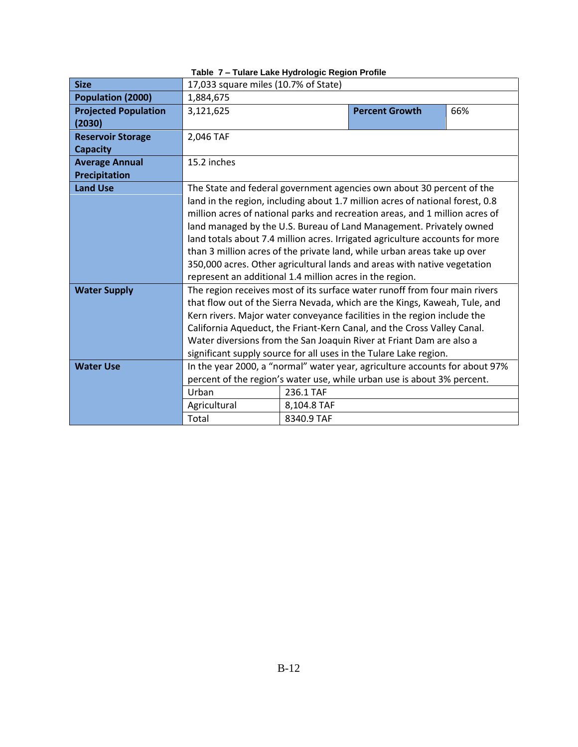**Table 7 – Tulare Lake Hydrologic Region Profile**

| | | | |
|---|---|---|---|
| **Size** | 17,033 square miles (10.7% of State) | | |
| **Population (2000)** | 1,884,675 | | |
| **Projected Population (2030)** | 3,121,625 | **Percent Growth** | 66% |
| **Reservoir Storage Capacity** | 2,046 TAF | | |
| **Average Annual Precipitation** | 15.2 inches | | |
| **Land Use** | The State and federal government agencies own about 30 percent of the land in the region, including about 1.7 million acres of national forest, 0.8 million acres of national parks and recreation areas, and 1 million acres of land managed by the U.S. Bureau of Land Management. Privately owned land totals about 7.4 million acres. Irrigated agriculture accounts for more than 3 million acres of the private land, while urban areas take up over 350,000 acres. Other agricultural lands and areas with native vegetation represent an additional 1.4 million acres in the region. | | |
| **Water Supply** | The region receives most of its surface water runoff from four main rivers that flow out of the Sierra Nevada, which are the Kings, Kaweah, Tule, and Kern rivers. Major water conveyance facilities in the region include the California Aqueduct, the Friant-Kern Canal, and the Cross Valley Canal. Water diversions from the San Joaquin River at Friant Dam are also a significant supply source for all uses in the Tulare Lake region. | | |
| **Water Use** | In the year 2000, a "normal" water year, agriculture accounts for about 97% percent of the region's water use, while urban use is about 3% percent. | | |
| | Urban | 236.1 TAF | |
| | Agricultural | 8,104.8 TAF | |
| | Total | 8340.9 TAF | |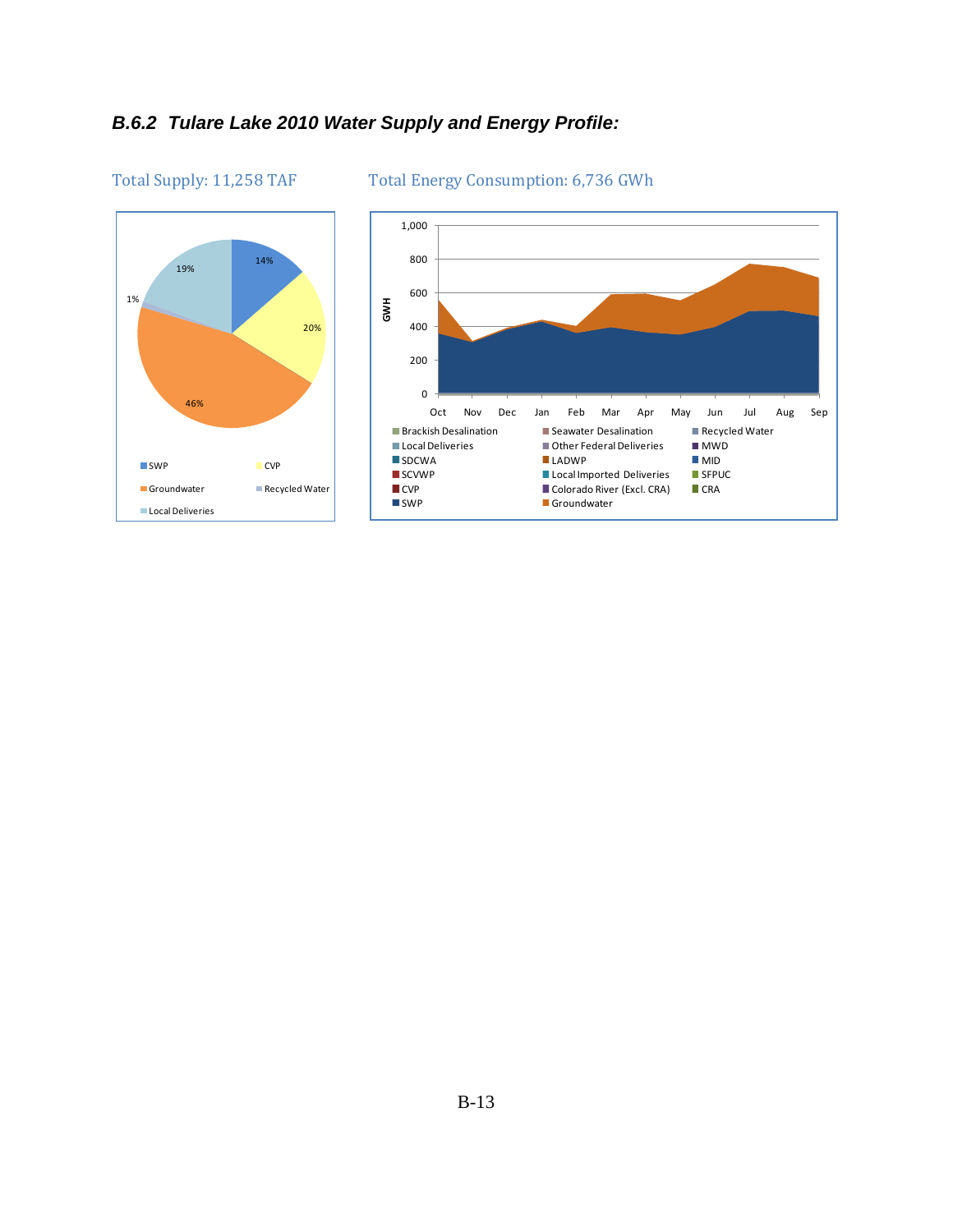### *B.6.2 Tulare Lake 2010 Water Supply and Energy Profile:*

Total Supply: 11,258 TAF

Total Energy Consumption: 6,736 GWh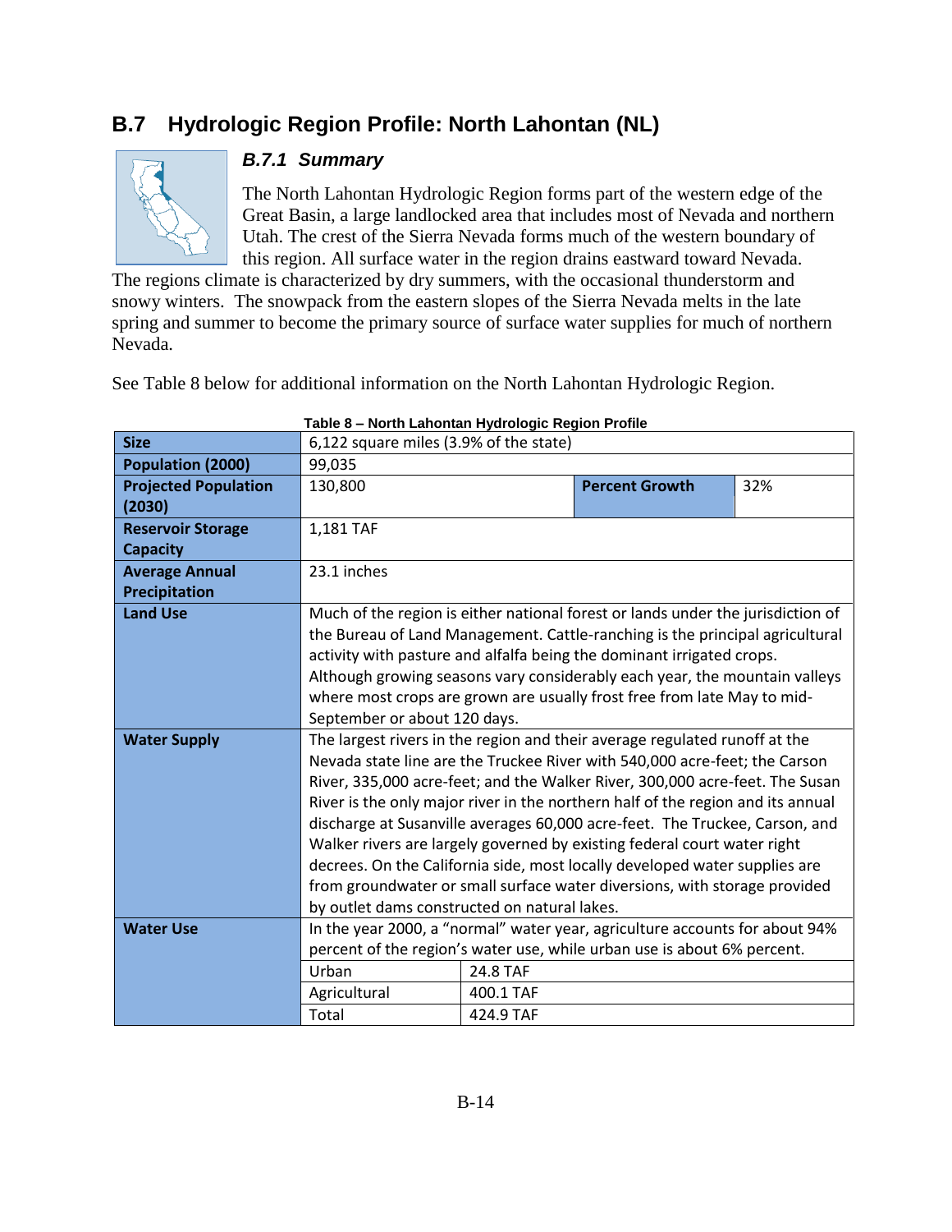## B.7 Hydrologic Region Profile: North Lahontan (NL)

### *B.7.1 Summary*

The North Lahontan Hydrologic Region forms part of the western edge of the Great Basin, a large landlocked area that includes most of Nevada and northern Utah. The crest of the Sierra Nevada forms much of the western boundary of this region. All surface water in the region drains eastward toward Nevada. The regions climate is characterized by dry summers, with the occasional thunderstorm and snowy winters. The snowpack from the eastern slopes of the Sierra Nevada melts in the late spring and summer to become the primary source of surface water supplies for much of northern Nevada.

See Table 8 below for additional information on the North Lahontan Hydrologic Region.

**Table 8 – North Lahontan Hydrologic Region Profile**

| | | | |
|---|---|---|---|
| **Size** | 6,122 square miles (3.9% of the state) | | |
| **Population (2000)** | 99,035 | | |
| **Projected Population (2030)** | 130,800 | **Percent Growth** | 32% |
| **Reservoir Storage Capacity** | 1,181 TAF | | |
| **Average Annual Precipitation** | 23.1 inches | | |
| **Land Use** | Much of the region is either national forest or lands under the jurisdiction of the Bureau of Land Management. Cattle-ranching is the principal agricultural activity with pasture and alfalfa being the dominant irrigated crops. Although growing seasons vary considerably each year, the mountain valleys where most crops are grown are usually frost free from late May to mid-September or about 120 days. | | |
| **Water Supply** | The largest rivers in the region and their average regulated runoff at the Nevada state line are the Truckee River with 540,000 acre-feet; the Carson River, 335,000 acre-feet; and the Walker River, 300,000 acre-feet. The Susan River is the only major river in the northern half of the region and its annual discharge at Susanville averages 60,000 acre-feet. The Truckee, Carson, and Walker rivers are largely governed by existing federal court water right decrees. On the California side, most locally developed water supplies are from groundwater or small surface water diversions, with storage provided by outlet dams constructed on natural lakes. | | |
| **Water Use** | In the year 2000, a "normal" water year, agriculture accounts for about 94% percent of the region's water use, while urban use is about 6% percent. | | |
| | Urban | 24.8 TAF | |
| | Agricultural | 400.1 TAF | |
| | Total | 424.9 TAF | |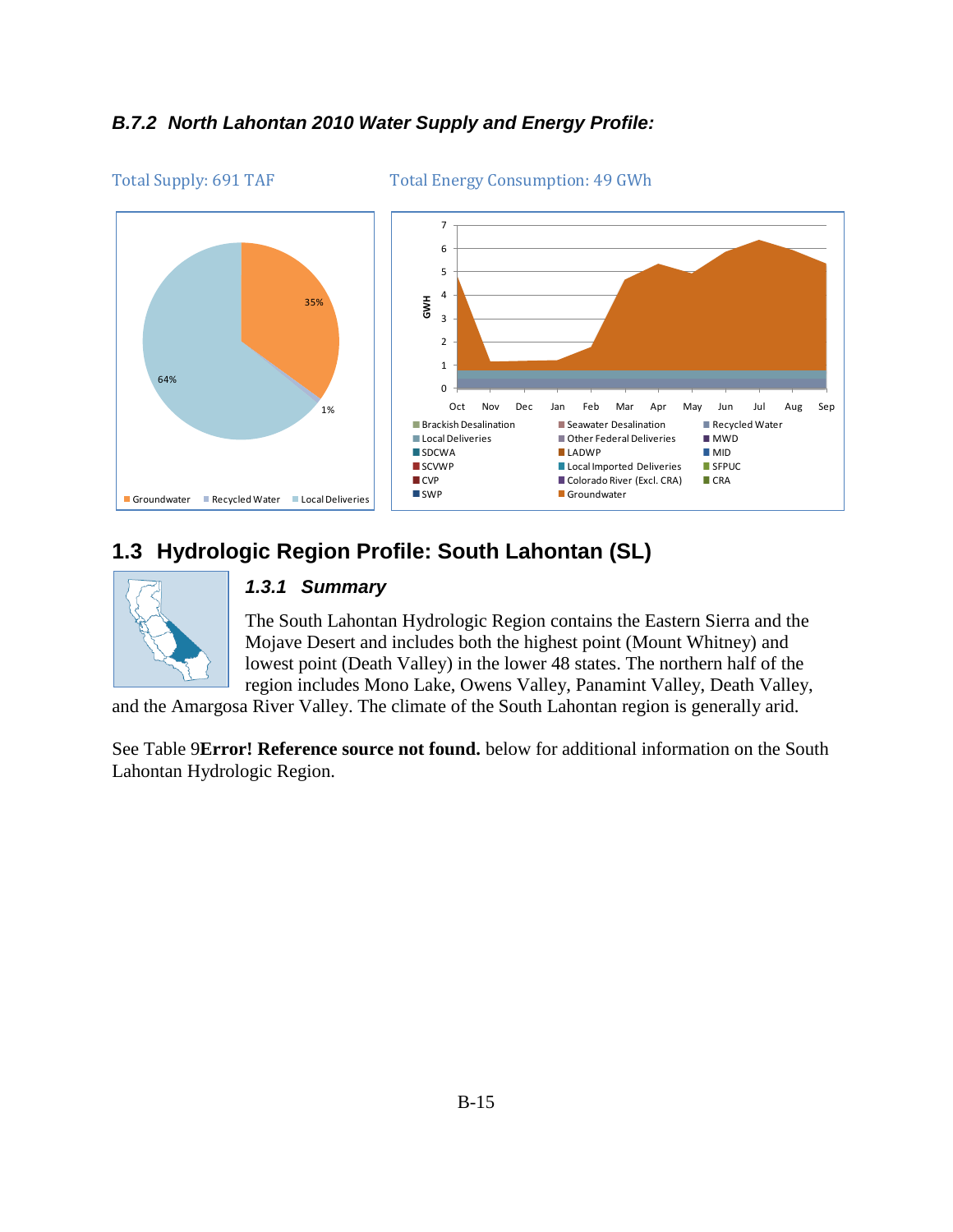### B.7.2 North Lahontan 2010 Water Supply and Energy Profile:

Total Supply: 691 TAF

Total Energy Consumption: 49 GWh

## 1.3 Hydrologic Region Profile: South Lahontan (SL)

### 1.3.1 Summary

The South Lahontan Hydrologic Region contains the Eastern Sierra and the Mojave Desert and includes both the highest point (Mount Whitney) and lowest point (Death Valley) in the lower 48 states. The northern half of the region includes Mono Lake, Owens Valley, Panamint Valley, Death Valley, and the Amargosa River Valley. The climate of the South Lahontan region is generally arid.

See Table 9**Error! Reference source not found.** below for additional information on the South Lahontan Hydrologic Region.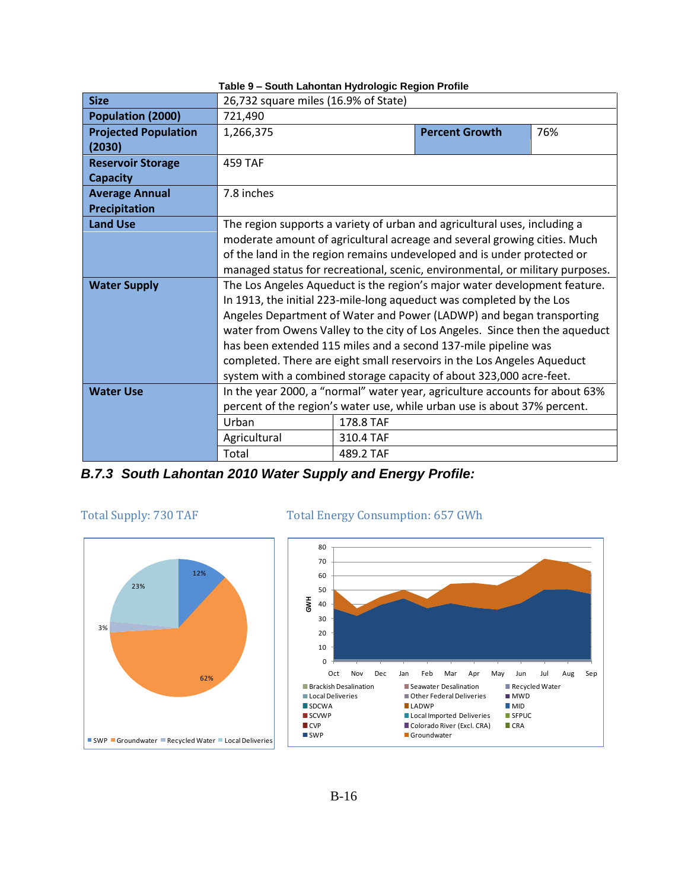**Table 9 – South Lahontan Hydrologic Region Profile**

| | | | |
|---|---|---|---|
| **Size** | 26,732 square miles (16.9% of State) | | |
| **Population (2000)** | 721,490 | | |
| **Projected Population (2030)** | 1,266,375 | **Percent Growth** | 76% |
| **Reservoir Storage Capacity** | 459 TAF | | |
| **Average Annual Precipitation** | 7.8 inches | | |
| **Land Use** | The region supports a variety of urban and agricultural uses, including a moderate amount of agricultural acreage and several growing cities. Much of the land in the region remains undeveloped and is under protected or managed status for recreational, scenic, environmental, or military purposes. | | |
| **Water Supply** | The Los Angeles Aqueduct is the region's major water development feature. In 1913, the initial 223-mile-long aqueduct was completed by the Los Angeles Department of Water and Power (LADWP) and began transporting water from Owens Valley to the city of Los Angeles. Since then the aqueduct has been extended 115 miles and a second 137-mile pipeline was completed. There are eight small reservoirs in the Los Angeles Aqueduct system with a combined storage capacity of about 323,000 acre-feet. | | |
| **Water Use** | In the year 2000, a "normal" water year, agriculture accounts for about 63% percent of the region's water use, while urban use is about 37% percent. | | |
| | Urban | 178.8 TAF | |
| | Agricultural | 310.4 TAF | |
| | Total | 489.2 TAF | |

### *B.7.3 South Lahontan 2010 Water Supply and Energy Profile:*

Total Supply: 730 TAF

Total Energy Consumption: 657 GWh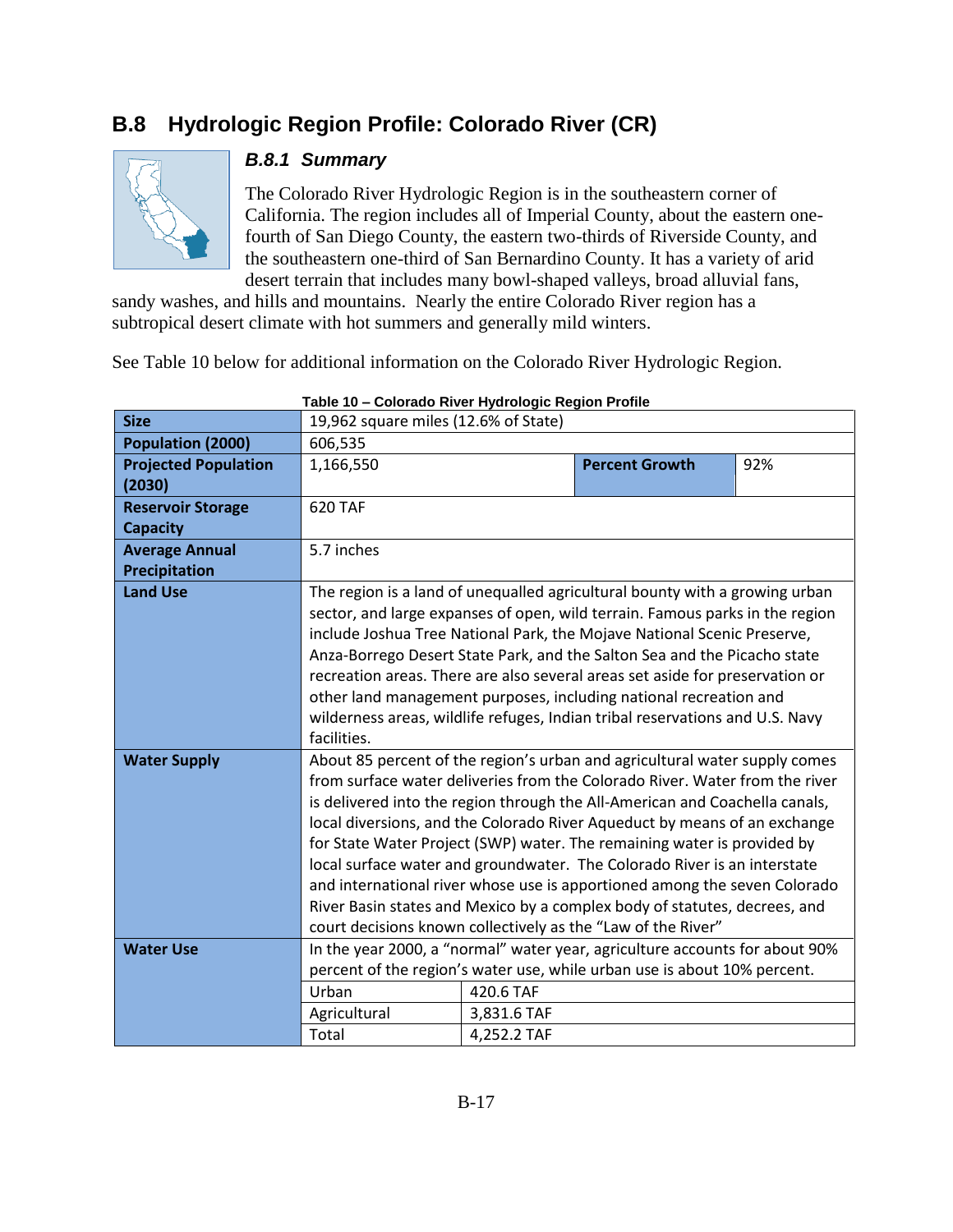## B.8 Hydrologic Region Profile: Colorado River (CR)

### B.8.1 Summary

The Colorado River Hydrologic Region is in the southeastern corner of California. The region includes all of Imperial County, about the eastern one-fourth of San Diego County, the eastern two-thirds of Riverside County, and the southeastern one-third of San Bernardino County. It has a variety of arid desert terrain that includes many bowl-shaped valleys, broad alluvial fans, sandy washes, and hills and mountains. Nearly the entire Colorado River region has a subtropical desert climate with hot summers and generally mild winters.

See Table 10 below for additional information on the Colorado River Hydrologic Region.

**Table 10 – Colorado River Hydrologic Region Profile**

| | | | |
|---|---|---|---|
| **Size** | 19,962 square miles (12.6% of State) | | |
| **Population (2000)** | 606,535 | | |
| **Projected Population (2030)** | 1,166,550 | **Percent Growth** | 92% |
| **Reservoir Storage Capacity** | 620 TAF | | |
| **Average Annual Precipitation** | 5.7 inches | | |
| **Land Use** | The region is a land of unequalled agricultural bounty with a growing urban sector, and large expanses of open, wild terrain. Famous parks in the region include Joshua Tree National Park, the Mojave National Scenic Preserve, Anza-Borrego Desert State Park, and the Salton Sea and the Picacho state recreation areas. There are also several areas set aside for preservation or other land management purposes, including national recreation and wilderness areas, wildlife refuges, Indian tribal reservations and U.S. Navy facilities. | | |
| **Water Supply** | About 85 percent of the region's urban and agricultural water supply comes from surface water deliveries from the Colorado River. Water from the river is delivered into the region through the All-American and Coachella canals, local diversions, and the Colorado River Aqueduct by means of an exchange for State Water Project (SWP) water. The remaining water is provided by local surface water and groundwater. The Colorado River is an interstate and international river whose use is apportioned among the seven Colorado River Basin states and Mexico by a complex body of statutes, decrees, and court decisions known collectively as the "Law of the River" | | |
| **Water Use** | In the year 2000, a "normal" water year, agriculture accounts for about 90% percent of the region's water use, while urban use is about 10% percent. | | |
| | Urban | 420.6 TAF | |
| | Agricultural | 3,831.6 TAF | |
| | Total | 4,252.2 TAF | |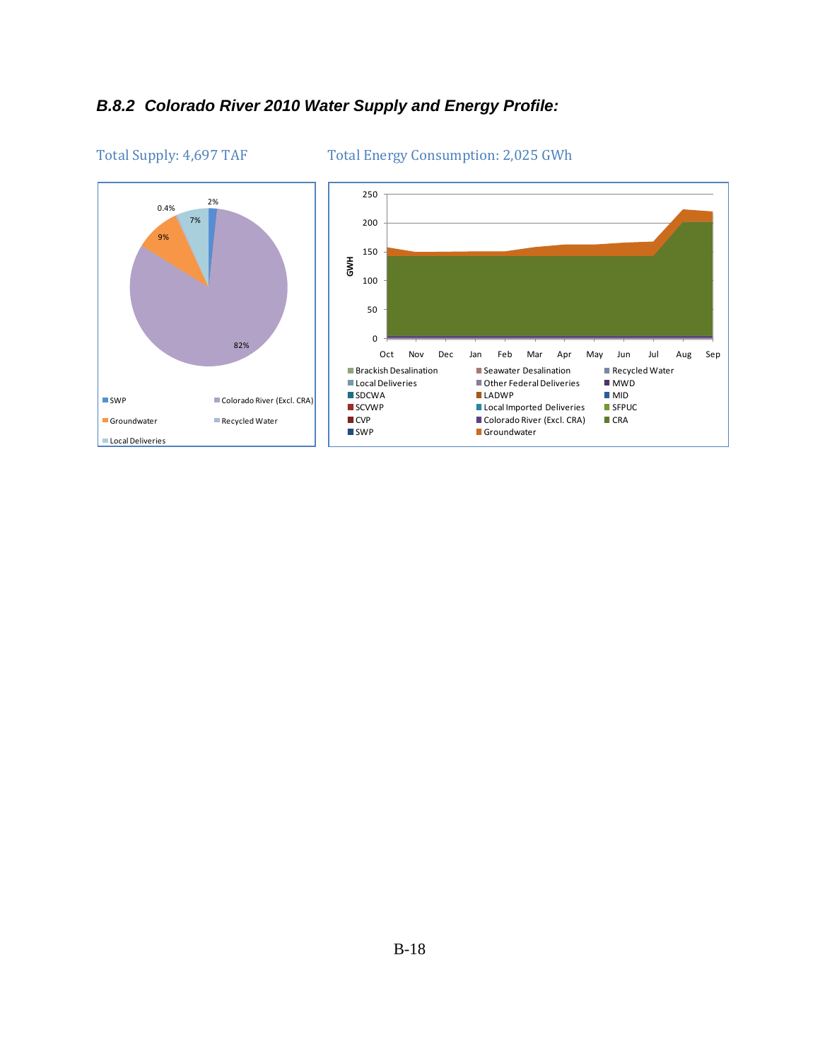### *B.8.2 Colorado River 2010 Water Supply and Energy Profile:*

Total Supply: 4,697 TAF

0.4%
2%
7%
9%
82%

SWP
Colorado River (Excl. CRA)
Groundwater
Recycled Water
Local Deliveries

Total Energy Consumption: 2,025 GWh

GWH

250
200
150
100
50
0

Oct Nov Dec Jan Feb Mar Apr May Jun Jul Aug Sep

Brackish Desalination
Seawater Desalination
Recycled Water
Local Deliveries
Other Federal Deliveries
MWD
SDCWA
LADWP
MID
SCVWP
Local Imported Deliveries
SFPUC
CVP
Colorado River (Excl. CRA)
CRA
SWP
Groundwater